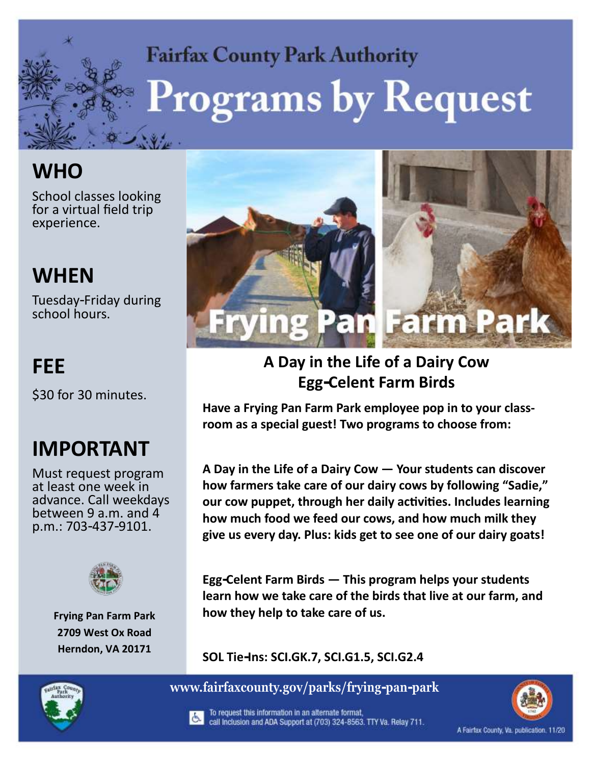Fairfax County Park Authority

# Programs by Request

## WHO

School classes looking for a virtual field trip experience.

## WHEN

Tuesday-Friday during school hours.

## FEE

$30 for 30 minutes.

## IMPORTANT

Must request program at least one week in advance. Call weekdays between 9 a.m. and 4 p.m.: 703-437-9101.

**Frying Pan Farm Park**
**2709 West Ox Road**
**Herndon, VA 20171**

Frying Pan Farm Park

## A Day in the Life of a Dairy Cow
## Egg-Celent Farm Birds

**Have a Frying Pan Farm Park employee pop in to your classroom as a special guest! Two programs to choose from:**

**A Day in the Life of a Dairy Cow — Your students can discover how farmers take care of our dairy cows by following "Sadie," our cow puppet, through her daily activities. Includes learning how much food we feed our cows, and how much milk they give us every day. Plus: kids get to see one of our dairy goats!**

**Egg-Celent Farm Birds — This program helps your students learn how we take care of the birds that live at our farm, and how they help to take care of us.**

**SOL Tie-Ins: SCI.GK.7, SCI.G1.5, SCI.G2.4**

www.fairfaxcounty.gov/parks/frying-pan-park

To request this information in an alternate format, call Inclusion and ADA Support at (703) 324-8563. TTY Va. Relay 711.

A Fairfax County, Va. publication. 11/20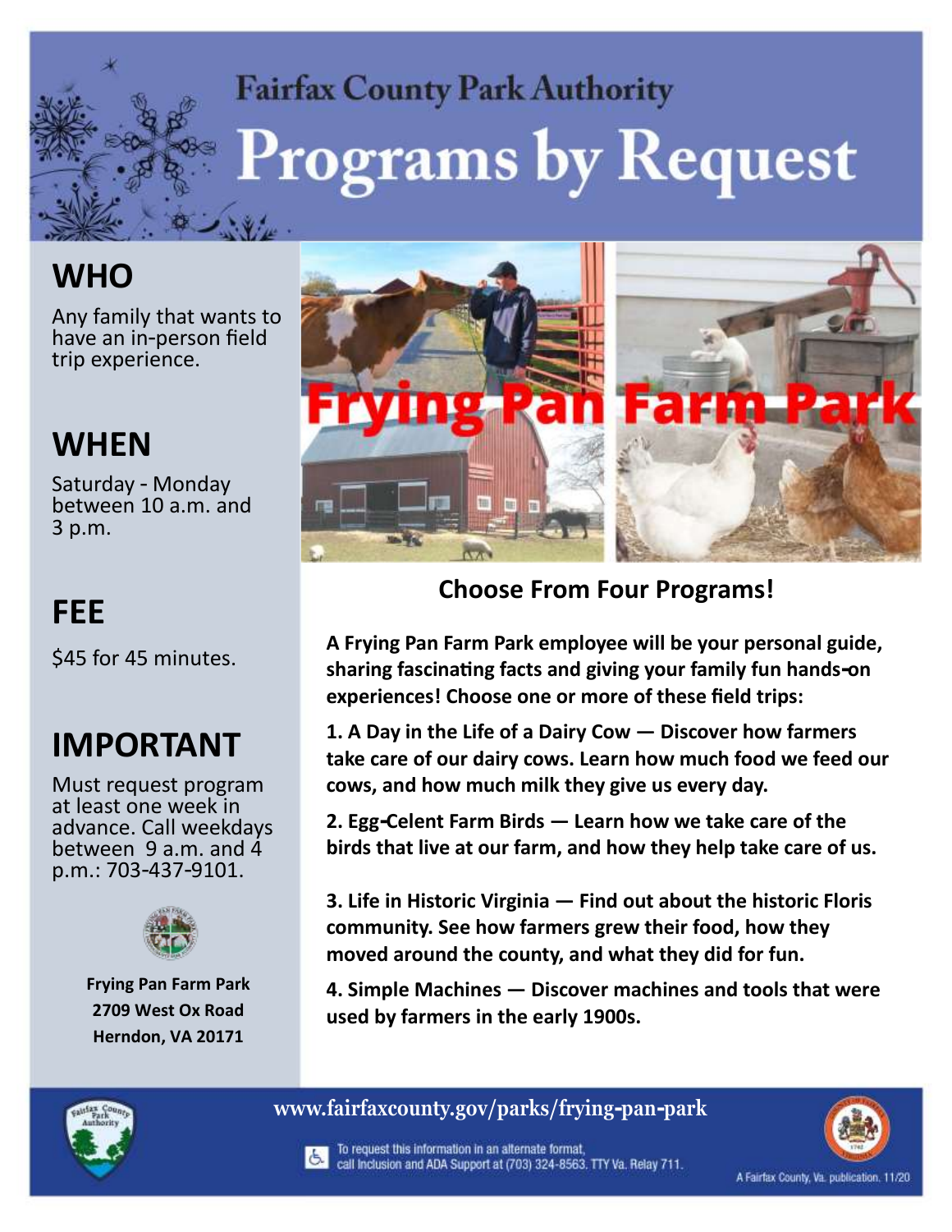# Fairfax County Park Authority

# Programs by Request

## WHO

Any family that wants to have an in-person field trip experience.

## WHEN

Saturday - Monday between 10 a.m. and 3 p.m.

## FEE

$45 for 45 minutes.

## IMPORTANT

Must request program at least one week in advance. Call weekdays between 9 a.m. and 4 p.m.: 703-437-9101.

**Frying Pan Farm Park**
**2709 West Ox Road**
**Herndon, VA 20171**

Frying Pan Farm Park

### Choose From Four Programs!

**A Frying Pan Farm Park employee will be your personal guide, sharing fascinating facts and giving your family fun hands-on experiences! Choose one or more of these field trips:**

**1. A Day in the Life of a Dairy Cow — Discover how farmers take care of our dairy cows. Learn how much food we feed our cows, and how much milk they give us every day.**

**2. Egg-Celent Farm Birds — Learn how we take care of the birds that live at our farm, and how they help take care of us.**

**3. Life in Historic Virginia — Find out about the historic Floris community. See how farmers grew their food, how they moved around the county, and what they did for fun.**

**4. Simple Machines — Discover machines and tools that were used by farmers in the early 1900s.**

www.fairfaxcounty.gov/parks/frying-pan-park

To request this information in an alternate format, call Inclusion and ADA Support at (703) 324-8563. TTY Va. Relay 711.

A Fairfax County, Va. publication. 11/20